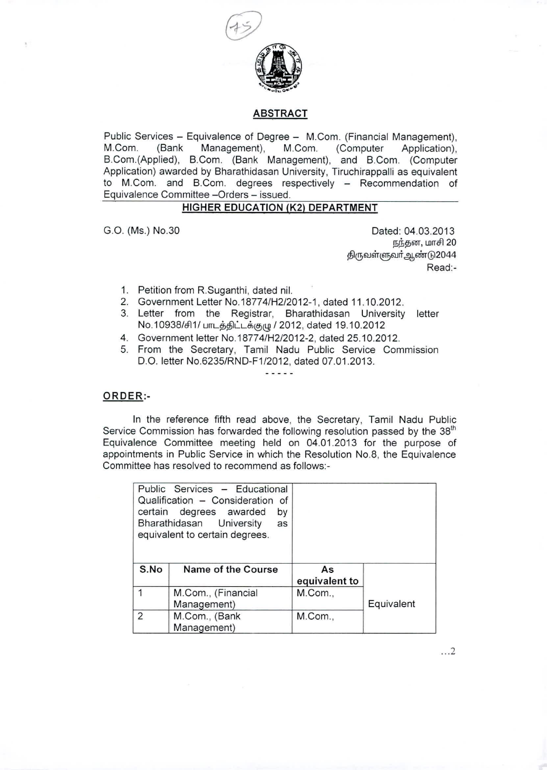## ABSTRACT

Public Services – Equivalence of Degree – M.Com. (Financial Management), M.Com. (Bank Management), M.Com. (Computer Application), B.Com.(Applied), B.Com. (Bank Management), and B.Com. (Computer Application) awarded by Bharathidasan University, Tiruchirappalli as equivalent to M.Com. and B.Com. degrees respectively – Recommendation of Equivalence Committee –Orders – issued.

## HIGHER EDUCATION (K2) DEPARTMENT

G.O. (Ms.) No.30

Dated: 04.03.2013
நந்தன, மாசி 20
திருவள்ளுவர் ஆண்டு2044

Read:-

1. Petition from R.Suganthi, dated nil.
2. Government Letter No.18774/H2/2012-1, dated 11.10.2012.
3. Letter from the Registrar, Bharathidasan University letter No.10938/சி1/ பாடத்திட்டக்குழு / 2012, dated 19.10.2012
4. Government letter No.18774/H2/2012-2, dated 25.10.2012.
5. From the Secretary, Tamil Nadu Public Service Commission D.O. letter No.6235/RND-F1/2012, dated 07.01.2013.

-----

**ORDER:-**

In the reference fifth read above, the Secretary, Tamil Nadu Public Service Commission has forwarded the following resolution passed by the 38th Equivalence Committee meeting held on 04.01.2013 for the purpose of appointments in Public Service in which the Resolution No.8, the Equivalence Committee has resolved to recommend as follows:-

| Public Services – Educational Qualification – Consideration of certain degrees awarded by Bharathidasan University as equivalent to certain degrees. | | | |
|---|---|---|---|
| **S.No** | **Name of the Course** | **As equivalent to** | |
| 1 | M.Com., (Financial Management) | M.Com., | Equivalent |
| 2 | M.Com., (Bank Management) | M.Com., | |

...2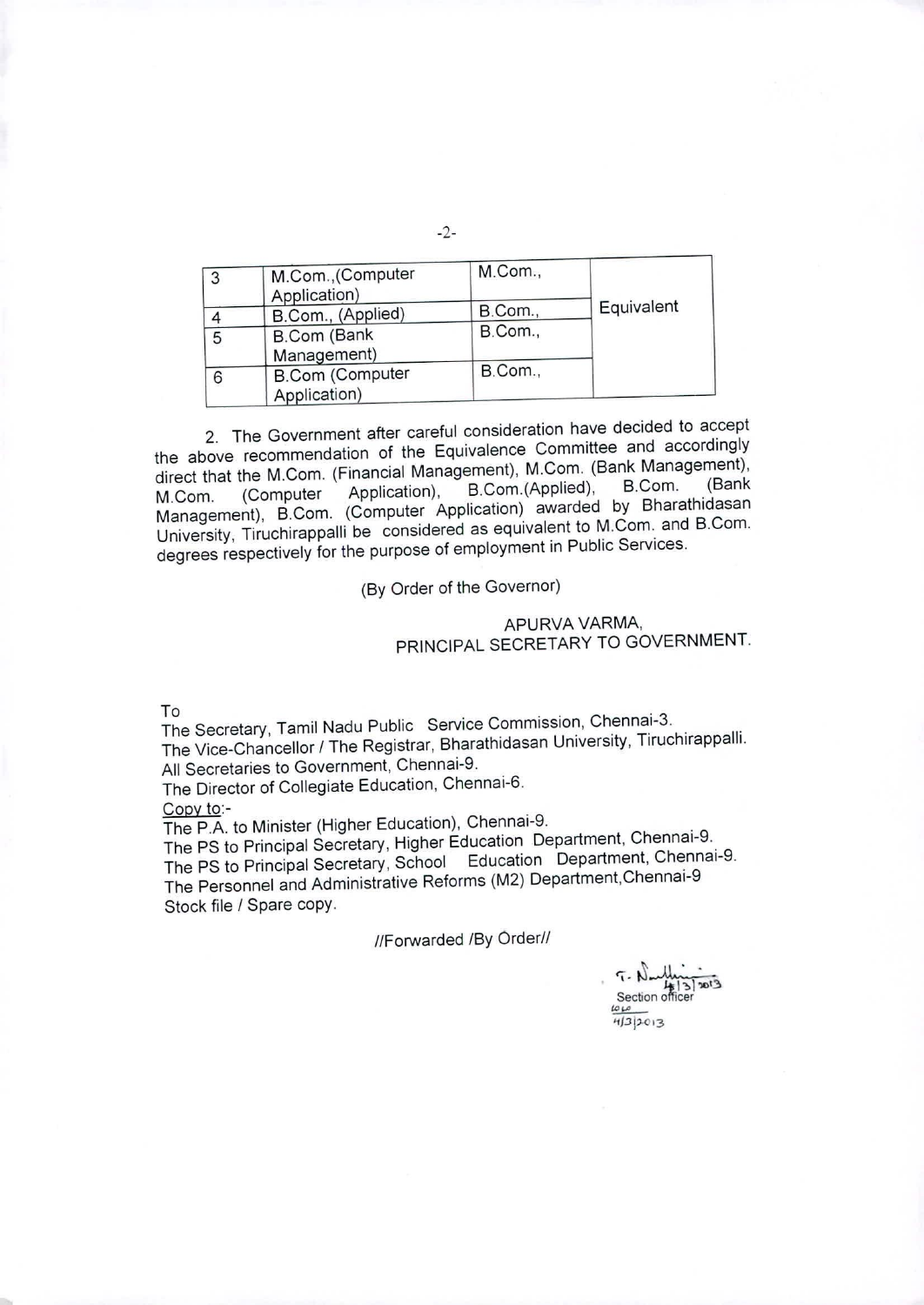| | | | |
|---|---|---|---|
| 3 | M.Com.,(Computer Application) | M.Com., | Equivalent |
| 4 | B.Com., (Applied) | B.Com., | |
| 5 | B.Com (Bank Management) | B.Com., | |
| 6 | B.Com (Computer Application) | B.Com., | |

2. The Government after careful consideration have decided to accept the above recommendation of the Equivalence Committee and accordingly direct that the M.Com. (Financial Management), M.Com. (Bank Management), M.Com. (Computer Application), B.Com.(Applied), B.Com. (Bank Management), B.Com. (Computer Application) awarded by Bharathidasan University, Tiruchirappalli be considered as equivalent to M.Com. and B.Com. degrees respectively for the purpose of employment in Public Services.

(By Order of the Governor)

APURVA VARMA,
PRINCIPAL SECRETARY TO GOVERNMENT.

To
The Secretary, Tamil Nadu Public Service Commission, Chennai-3.
The Vice-Chancellor / The Registrar, Bharathidasan University, Tiruchirappalli.
All Secretaries to Government, Chennai-9.
The Director of Collegiate Education, Chennai-6.

Copy to:-
The P.A. to Minister (Higher Education), Chennai-9.
The PS to Principal Secretary, Higher Education Department, Chennai-9.
The PS to Principal Secretary, School Education Department, Chennai-9.
The Personnel and Administrative Reforms (M2) Department,Chennai-9
Stock file / Spare copy.

//Forwarded /By Order//

Section officer
4/3/2013